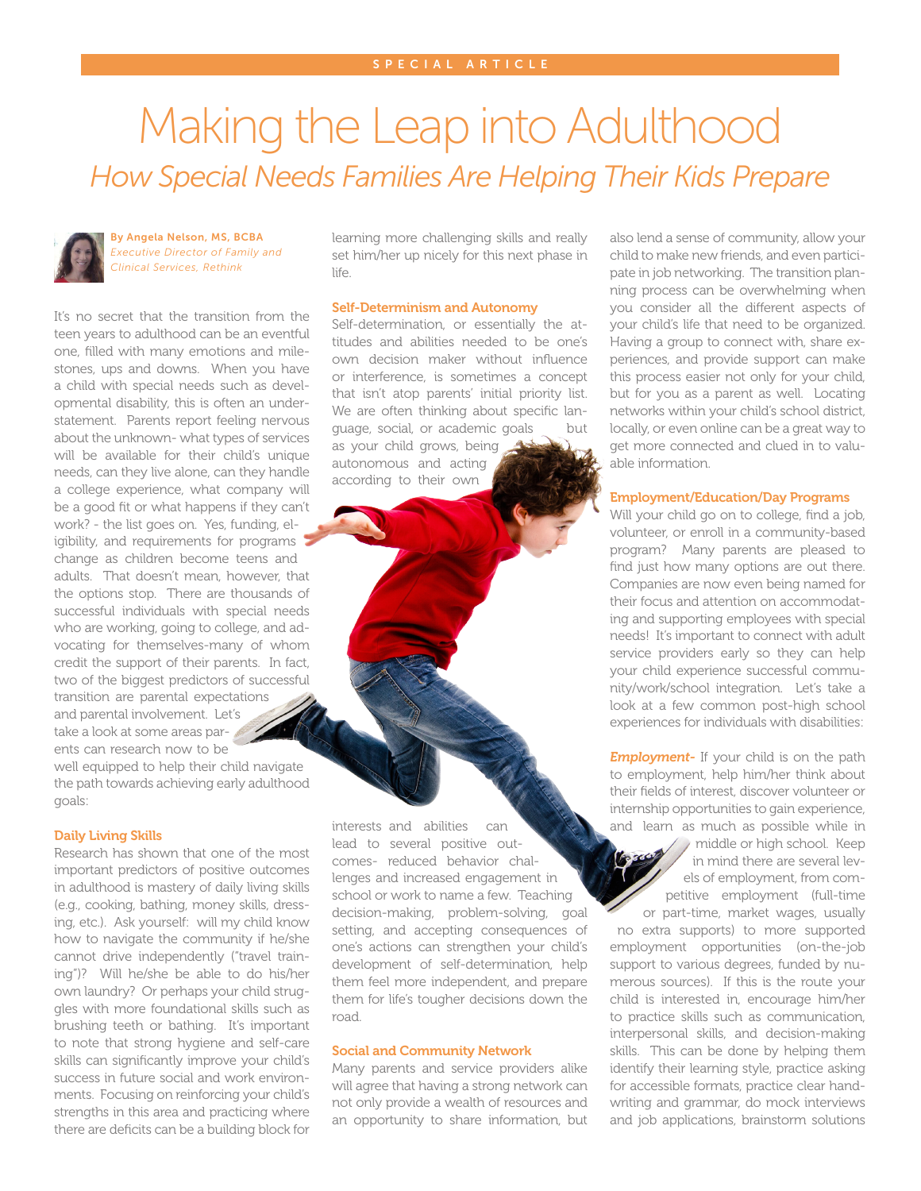SPECIAL ARTICLE

# Making the Leap into Adulthood

## *How Special Needs Families Are Helping Their Kids Prepare*

**By Angela Nelson, MS, BCBA**
*Executive Director of Family and Clinical Services, Rethink*

It's no secret that the transition from the teen years to adulthood can be an eventful one, filled with many emotions and milestones, ups and downs. When you have a child with special needs such as developmental disability, this is often an understatement. Parents report feeling nervous about the unknown- what types of services will be available for their child's unique needs, can they live alone, can they handle a college experience, what company will be a good fit or what happens if they can't work? - the list goes on. Yes, funding, eligibility, and requirements for programs change as children become teens and adults. That doesn't mean, however, that the options stop. There are thousands of successful individuals with special needs who are working, going to college, and advocating for themselves-many of whom credit the support of their parents. In fact, two of the biggest predictors of successful transition are parental expectations and parental involvement. Let's take a look at some areas parents can research now to be well equipped to help their child navigate the path towards achieving early adulthood goals:

### Daily Living Skills

Research has shown that one of the most important predictors of positive outcomes in adulthood is mastery of daily living skills (e.g., cooking, bathing, money skills, dressing, etc.). Ask yourself: will my child know how to navigate the community if he/she cannot drive independently ("travel training")? Will he/she be able to do his/her own laundry? Or perhaps your child struggles with more foundational skills such as brushing teeth or bathing. It's important to note that strong hygiene and self-care skills can significantly improve your child's success in future social and work environments. Focusing on reinforcing your child's strengths in this area and practicing where there are deficits can be a building block for learning more challenging skills and really set him/her up nicely for this next phase in life.

### Self-Determinism and Autonomy

Self-determination, or essentially the attitudes and abilities needed to be one's own decision maker without influence or interference, is sometimes a concept that isn't atop parents' initial priority list. We are often thinking about specific language, social, or academic goals but as your child grows, being autonomous and acting according to their own interests and abilities can lead to several positive outcomes- reduced behavior challenges and increased engagement in school or work to name a few. Teaching decision-making, problem-solving, goal setting, and accepting consequences of one's actions can strengthen your child's development of self-determination, help them feel more independent, and prepare them for life's tougher decisions down the road.

### Social and Community Network

Many parents and service providers alike will agree that having a strong network can not only provide a wealth of resources and an opportunity to share information, but also lend a sense of community, allow your child to make new friends, and even participate in job networking. The transition planning process can be overwhelming when you consider all the different aspects of your child's life that need to be organized. Having a group to connect with, share experiences, and provide support can make this process easier not only for your child, but for you as a parent as well. Locating networks within your child's school district, locally, or even online can be a great way to get more connected and clued in to valuable information.

### Employment/Education/Day Programs

Will your child go on to college, find a job, volunteer, or enroll in a community-based program? Many parents are pleased to find just how many options are out there. Companies are now even being named for their focus and attention on accommodating and supporting employees with special needs! It's important to connect with adult service providers early so they can help your child experience successful community/work/school integration. Let's take a look at a few common post-high school experiences for individuals with disabilities:

***Employment-*** If your child is on the path to employment, help him/her think about their fields of interest, discover volunteer or internship opportunities to gain experience, and learn as much as possible while in middle or high school. Keep in mind there are several levels of employment, from competitive employment (full-time or part-time, market wages, usually no extra supports) to more supported employment opportunities (on-the-job support to various degrees, funded by numerous sources). If this is the route your child is interested in, encourage him/her to practice skills such as communication, interpersonal skills, and decision-making skills. This can be done by helping them identify their learning style, practice asking for accessible formats, practice clear handwriting and grammar, do mock interviews and job applications, brainstorm solutions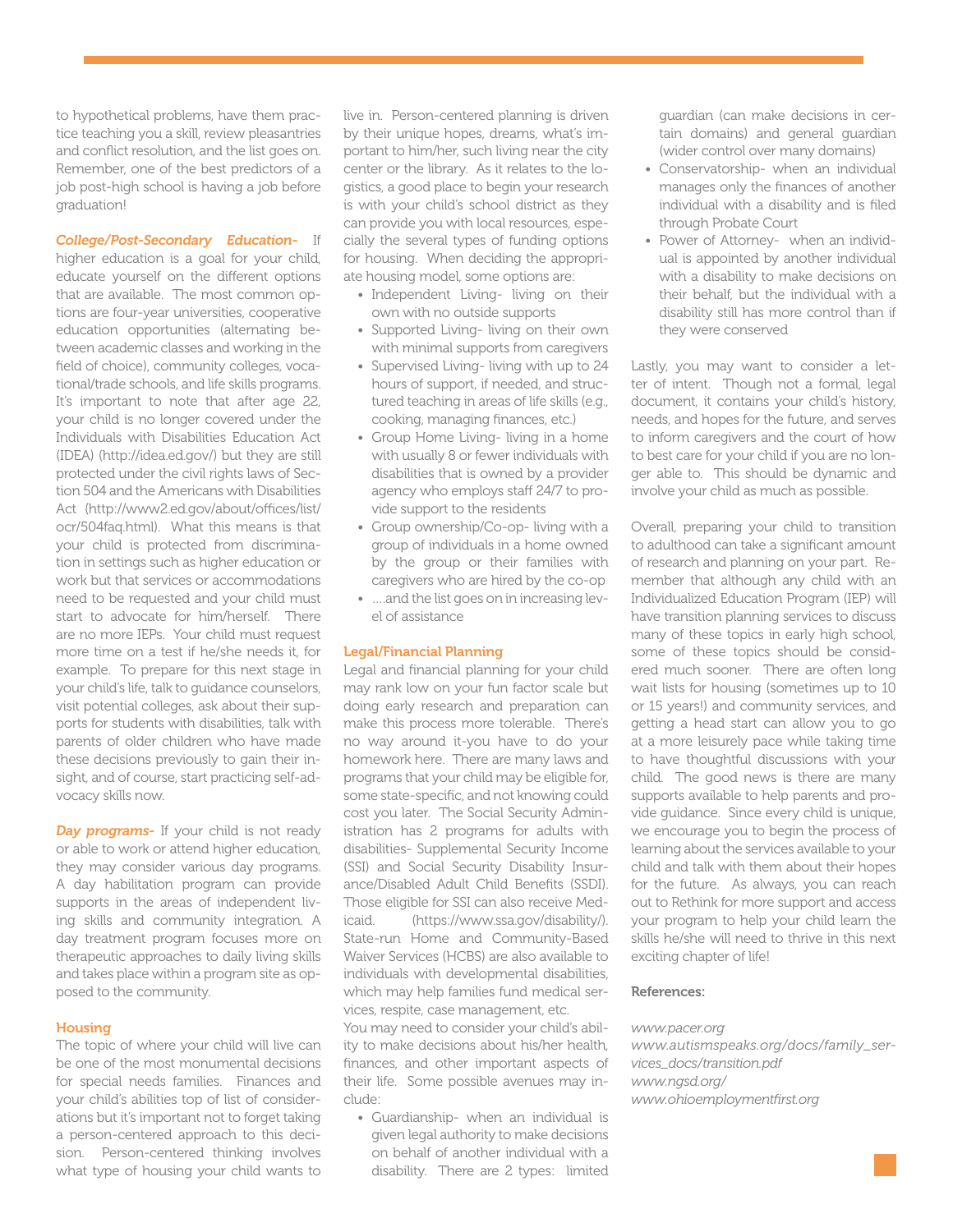to hypothetical problems, have them practice teaching you a skill, review pleasantries and conflict resolution, and the list goes on. Remember, one of the best predictors of a job post-high school is having a job before graduation!

***College/Post-Secondary Education-*** If higher education is a goal for your child, educate yourself on the different options that are available. The most common options are four-year universities, cooperative education opportunities (alternating between academic classes and working in the field of choice), community colleges, vocational/trade schools, and life skills programs. It's important to note that after age 22, your child is no longer covered under the Individuals with Disabilities Education Act (IDEA) (http://idea.ed.gov/) but they are still protected under the civil rights laws of Section 504 and the Americans with Disabilities Act (http://www2.ed.gov/about/offices/list/ocr/504faq.html). What this means is that your child is protected from discrimination in settings such as higher education or work but that services or accommodations need to be requested and your child must start to advocate for him/herself. There are no more IEPs. Your child must request more time on a test if he/she needs it, for example. To prepare for this next stage in your child's life, talk to guidance counselors, visit potential colleges, ask about their supports for students with disabilities, talk with parents of older children who have made these decisions previously to gain their insight, and of course, start practicing self-advocacy skills now.

***Day programs-*** If your child is not ready or able to work or attend higher education, they may consider various day programs. A day habilitation program can provide supports in the areas of independent living skills and community integration. A day treatment program focuses more on therapeutic approaches to daily living skills and takes place within a program site as opposed to the community.

**Housing**

The topic of where your child will live can be one of the most monumental decisions for special needs families. Finances and your child's abilities top of list of considerations but it's important not to forget taking a person-centered approach to this decision. Person-centered thinking involves what type of housing your child wants to live in. Person-centered planning is driven by their unique hopes, dreams, what's important to him/her, such living near the city center or the library. As it relates to the logistics, a good place to begin your research is with your child's school district as they can provide you with local resources, especially the several types of funding options for housing. When deciding the appropriate housing model, some options are:

- Independent Living- living on their own with no outside supports
- Supported Living- living on their own with minimal supports from caregivers
- Supervised Living- living with up to 24 hours of support, if needed, and structured teaching in areas of life skills (e.g., cooking, managing finances, etc.)
- Group Home Living- living in a home with usually 8 or fewer individuals with disabilities that is owned by a provider agency who employs staff 24/7 to provide support to the residents
- Group ownership/Co-op- living with a group of individuals in a home owned by the group or their families with caregivers who are hired by the co-op
- ....and the list goes on in increasing level of assistance

**Legal/Financial Planning**

Legal and financial planning for your child may rank low on your fun factor scale but doing early research and preparation can make this process more tolerable. There's no way around it-you have to do your homework here. There are many laws and programs that your child may be eligible for, some state-specific, and not knowing could cost you later. The Social Security Administration has 2 programs for adults with disabilities- Supplemental Security Income (SSI) and Social Security Disability Insurance/Disabled Adult Child Benefits (SSDI). Those eligible for SSI can also receive Medicaid. (https://www.ssa.gov/disability/). State-run Home and Community-Based Waiver Services (HCBS) are also available to individuals with developmental disabilities, which may help families fund medical services, respite, case management, etc.

You may need to consider your child's ability to make decisions about his/her health, finances, and other important aspects of their life. Some possible avenues may include:

- Guardianship- when an individual is given legal authority to make decisions on behalf of another individual with a disability. There are 2 types: limited guardian (can make decisions in certain domains) and general guardian (wider control over many domains)
- Conservatorship- when an individual manages only the finances of another individual with a disability and is filed through Probate Court
- Power of Attorney- when an individual is appointed by another individual with a disability to make decisions on their behalf, but the individual with a disability still has more control than if they were conserved

Lastly, you may want to consider a letter of intent. Though not a formal, legal document, it contains your child's history, needs, and hopes for the future, and serves to inform caregivers and the court of how to best care for your child if you are no longer able to. This should be dynamic and involve your child as much as possible.

Overall, preparing your child to transition to adulthood can take a significant amount of research and planning on your part. Remember that although any child with an Individualized Education Program (IEP) will have transition planning services to discuss many of these topics in early high school, some of these topics should be considered much sooner. There are often long wait lists for housing (sometimes up to 10 or 15 years!) and community services, and getting a head start can allow you to go at a more leisurely pace while taking time to have thoughtful discussions with your child. The good news is there are many supports available to help parents and provide guidance. Since every child is unique, we encourage you to begin the process of learning about the services available to your child and talk with them about their hopes for the future. As always, you can reach out to Rethink for more support and access your program to help your child learn the skills he/she will need to thrive in this next exciting chapter of life!

**References:**

*www.pacer.org*
*www.autismspeaks.org/docs/family_services_docs/transition.pdf*
*www.ngsd.org/*
*www.ohioemploymentfirst.org*